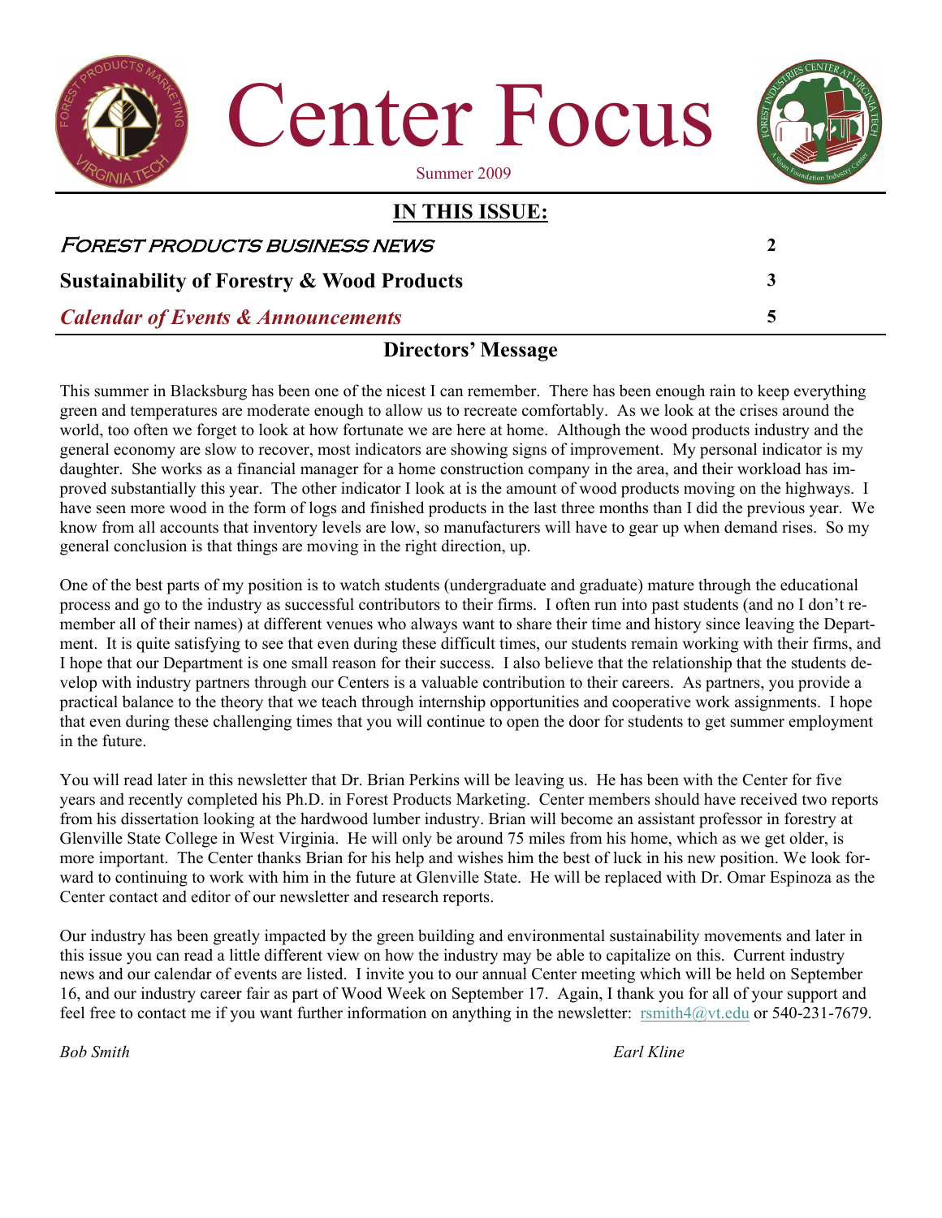# Center Focus

Summer 2009

## IN THIS ISSUE:

| | |
|---|---|
| *Forest Products Business News* | 2 |
| **Sustainability of Forestry & Wood Products** | 3 |
| ***Calendar of Events & Announcements*** | 5 |

## Directors' Message

This summer in Blacksburg has been one of the nicest I can remember. There has been enough rain to keep everything green and temperatures are moderate enough to allow us to recreate comfortably. As we look at the crises around the world, too often we forget to look at how fortunate we are here at home. Although the wood products industry and the general economy are slow to recover, most indicators are showing signs of improvement. My personal indicator is my daughter. She works as a financial manager for a home construction company in the area, and their workload has improved substantially this year. The other indicator I look at is the amount of wood products moving on the highways. I have seen more wood in the form of logs and finished products in the last three months than I did the previous year. We know from all accounts that inventory levels are low, so manufacturers will have to gear up when demand rises. So my general conclusion is that things are moving in the right direction, up.

One of the best parts of my position is to watch students (undergraduate and graduate) mature through the educational process and go to the industry as successful contributors to their firms. I often run into past students (and no I don't remember all of their names) at different venues who always want to share their time and history since leaving the Department. It is quite satisfying to see that even during these difficult times, our students remain working with their firms, and I hope that our Department is one small reason for their success. I also believe that the relationship that the students develop with industry partners through our Centers is a valuable contribution to their careers. As partners, you provide a practical balance to the theory that we teach through internship opportunities and cooperative work assignments. I hope that even during these challenging times that you will continue to open the door for students to get summer employment in the future.

You will read later in this newsletter that Dr. Brian Perkins will be leaving us. He has been with the Center for five years and recently completed his Ph.D. in Forest Products Marketing. Center members should have received two reports from his dissertation looking at the hardwood lumber industry. Brian will become an assistant professor in forestry at Glenville State College in West Virginia. He will only be around 75 miles from his home, which as we get older, is more important. The Center thanks Brian for his help and wishes him the best of luck in his new position. We look forward to continuing to work with him in the future at Glenville State. He will be replaced with Dr. Omar Espinoza as the Center contact and editor of our newsletter and research reports.

Our industry has been greatly impacted by the green building and environmental sustainability movements and later in this issue you can read a little different view on how the industry may be able to capitalize on this. Current industry news and our calendar of events are listed. I invite you to our annual Center meeting which will be held on September 16, and our industry career fair as part of Wood Week on September 17. Again, I thank you for all of your support and feel free to contact me if you want further information on anything in the newsletter: rsmith4@vt.edu or 540-231-7679.

*Bob Smith* *Earl Kline*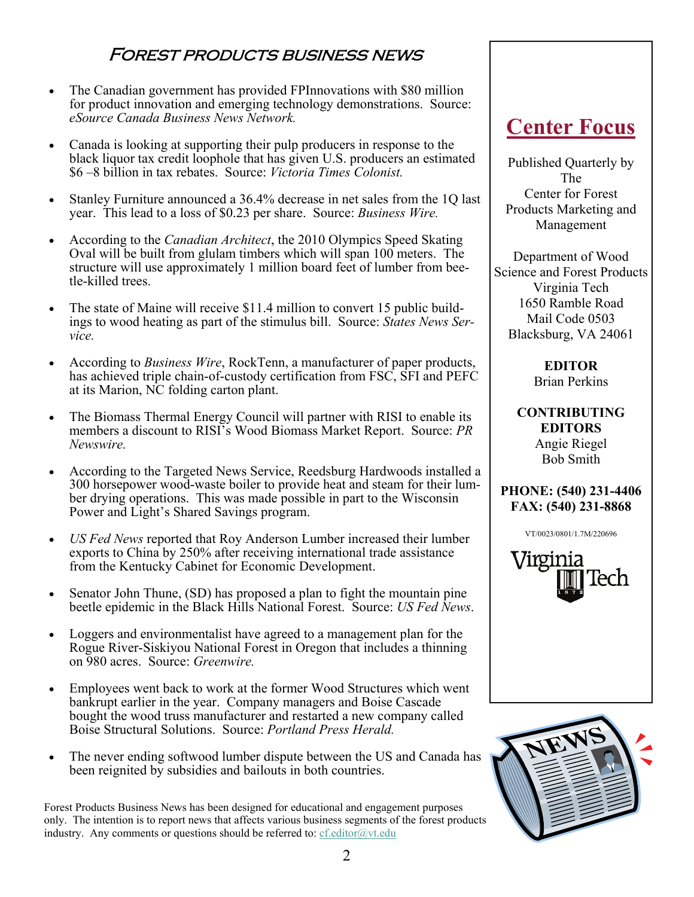# Forest Products Business News

- The Canadian government has provided FPInnovations with $80 million for product innovation and emerging technology demonstrations. Source: *eSource Canada Business News Network.*
- Canada is looking at supporting their pulp producers in response to the black liquor tax credit loophole that has given U.S. producers an estimated $6 –8 billion in tax rebates. Source: *Victoria Times Colonist.*
- Stanley Furniture announced a 36.4% decrease in net sales from the 1Q last year. This lead to a loss of $0.23 per share. Source: *Business Wire.*
- According to the *Canadian Architect*, the 2010 Olympics Speed Skating Oval will be built from glulam timbers which will span 100 meters. The structure will use approximately 1 million board feet of lumber from beetle-killed trees.
- The state of Maine will receive $11.4 million to convert 15 public buildings to wood heating as part of the stimulus bill. Source: *States News Service.*
- According to *Business Wire*, RockTenn, a manufacturer of paper products, has achieved triple chain-of-custody certification from FSC, SFI and PEFC at its Marion, NC folding carton plant.
- The Biomass Thermal Energy Council will partner with RISI to enable its members a discount to RISI's Wood Biomass Market Report. Source: *PR Newswire.*
- According to the Targeted News Service, Reedsburg Hardwoods installed a 300 horsepower wood-waste boiler to provide heat and steam for their lumber drying operations. This was made possible in part to the Wisconsin Power and Light's Shared Savings program.
- *US Fed News* reported that Roy Anderson Lumber increased their lumber exports to China by 250% after receiving international trade assistance from the Kentucky Cabinet for Economic Development.
- Senator John Thune, (SD) has proposed a plan to fight the mountain pine beetle epidemic in the Black Hills National Forest. Source: *US Fed News*.
- Loggers and environmentalist have agreed to a management plan for the Rogue River-Siskiyou National Forest in Oregon that includes a thinning on 980 acres. Source: *Greenwire.*
- Employees went back to work at the former Wood Structures which went bankrupt earlier in the year. Company managers and Boise Cascade bought the wood truss manufacturer and restarted a new company called Boise Structural Solutions. Source: *Portland Press Herald.*
- The never ending softwood lumber dispute between the US and Canada has been reignited by subsidies and bailouts in both countries.

Forest Products Business News has been designed for educational and engagement purposes only. The intention is to report news that affects various business segments of the forest products industry. Any comments or questions should be referred to: cf.editor@vt.edu

## Center Focus

Published Quarterly by The Center for Forest Products Marketing and Management

Department of Wood Science and Forest Products
Virginia Tech
1650 Ramble Road
Mail Code 0503
Blacksburg, VA 24061

**EDITOR**
Brian Perkins

**CONTRIBUTING EDITORS**
Angie Riegel
Bob Smith

**PHONE: (540) 231-4406**
**FAX: (540) 231-8868**

VT/0023/0801/1.7M/220696

Virginia Tech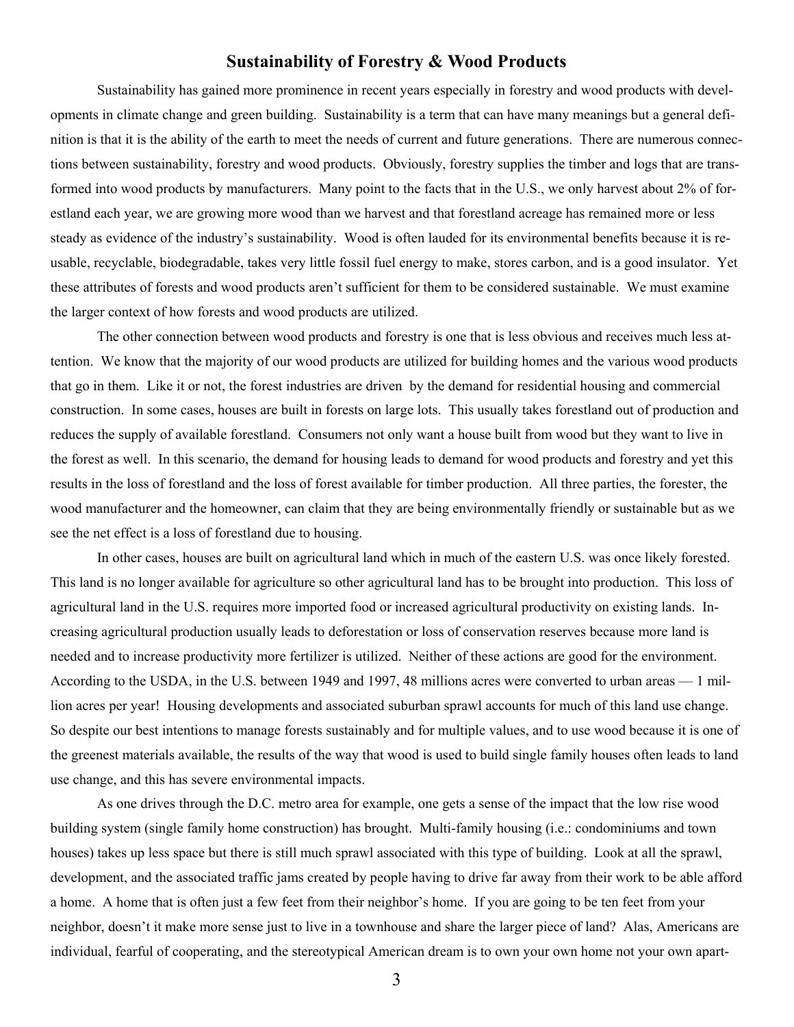## Sustainability of Forestry & Wood Products

Sustainability has gained more prominence in recent years especially in forestry and wood products with developments in climate change and green building. Sustainability is a term that can have many meanings but a general definition is that it is the ability of the earth to meet the needs of current and future generations. There are numerous connections between sustainability, forestry and wood products. Obviously, forestry supplies the timber and logs that are transformed into wood products by manufacturers. Many point to the facts that in the U.S., we only harvest about 2% of forestland each year, we are growing more wood than we harvest and that forestland acreage has remained more or less steady as evidence of the industry's sustainability. Wood is often lauded for its environmental benefits because it is reusable, recyclable, biodegradable, takes very little fossil fuel energy to make, stores carbon, and is a good insulator. Yet these attributes of forests and wood products aren't sufficient for them to be considered sustainable. We must examine the larger context of how forests and wood products are utilized.

The other connection between wood products and forestry is one that is less obvious and receives much less attention. We know that the majority of our wood products are utilized for building homes and the various wood products that go in them. Like it or not, the forest industries are driven by the demand for residential housing and commercial construction. In some cases, houses are built in forests on large lots. This usually takes forestland out of production and reduces the supply of available forestland. Consumers not only want a house built from wood but they want to live in the forest as well. In this scenario, the demand for housing leads to demand for wood products and forestry and yet this results in the loss of forestland and the loss of forest available for timber production. All three parties, the forester, the wood manufacturer and the homeowner, can claim that they are being environmentally friendly or sustainable but as we see the net effect is a loss of forestland due to housing.

In other cases, houses are built on agricultural land which in much of the eastern U.S. was once likely forested. This land is no longer available for agriculture so other agricultural land has to be brought into production. This loss of agricultural land in the U.S. requires more imported food or increased agricultural productivity on existing lands. Increasing agricultural production usually leads to deforestation or loss of conservation reserves because more land is needed and to increase productivity more fertilizer is utilized. Neither of these actions are good for the environment. According to the USDA, in the U.S. between 1949 and 1997, 48 millions acres were converted to urban areas — 1 million acres per year! Housing developments and associated suburban sprawl accounts for much of this land use change. So despite our best intentions to manage forests sustainably and for multiple values, and to use wood because it is one of the greenest materials available, the results of the way that wood is used to build single family houses often leads to land use change, and this has severe environmental impacts.

As one drives through the D.C. metro area for example, one gets a sense of the impact that the low rise wood building system (single family home construction) has brought. Multi-family housing (i.e.: condominiums and town houses) takes up less space but there is still much sprawl associated with this type of building. Look at all the sprawl, development, and the associated traffic jams created by people having to drive far away from their work to be able afford a home. A home that is often just a few feet from their neighbor's home. If you are going to be ten feet from your neighbor, doesn't it make more sense just to live in a townhouse and share the larger piece of land? Alas, Americans are individual, fearful of cooperating, and the stereotypical American dream is to own your own home not your own apart-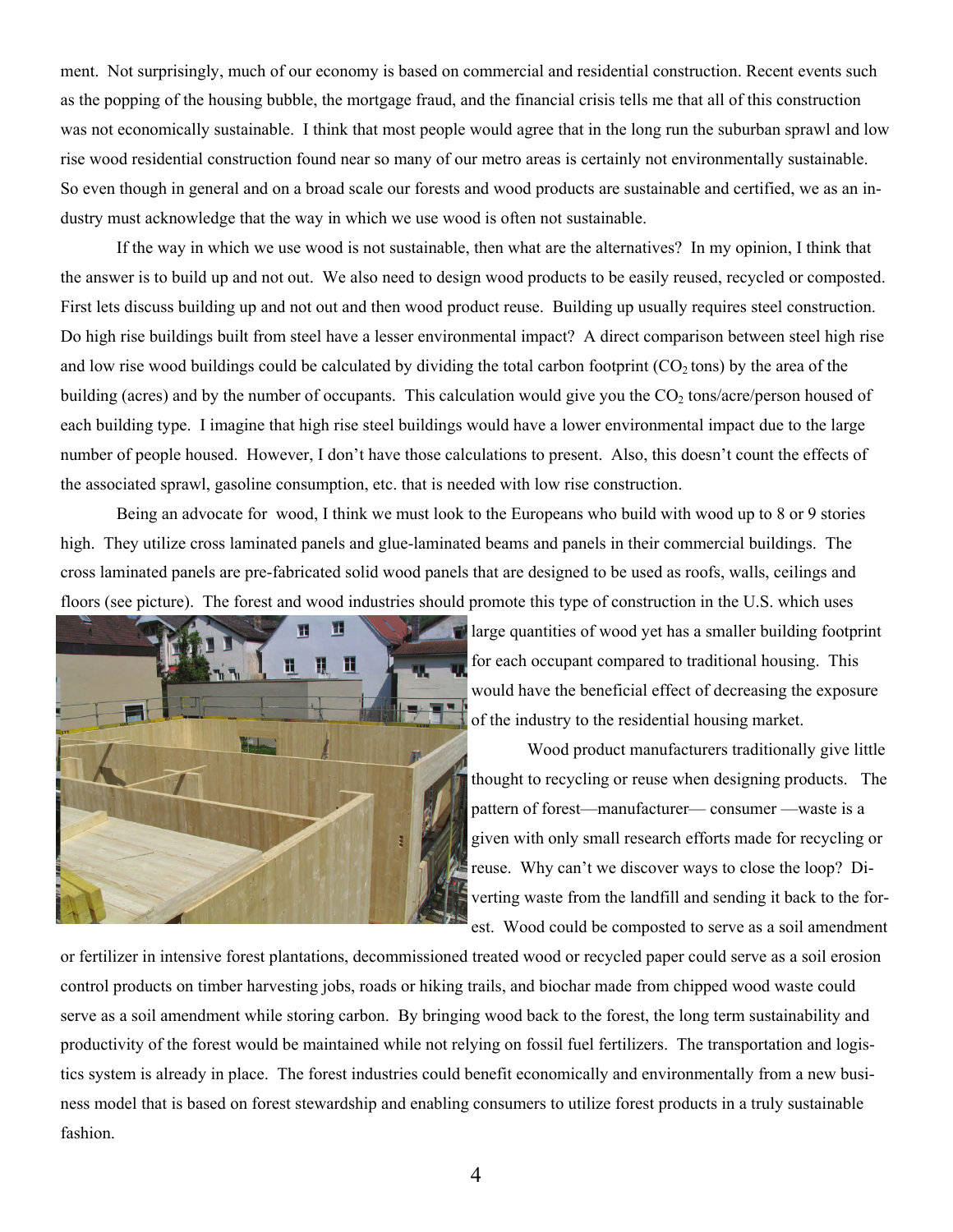ment. Not surprisingly, much of our economy is based on commercial and residential construction. Recent events such as the popping of the housing bubble, the mortgage fraud, and the financial crisis tells me that all of this construction was not economically sustainable. I think that most people would agree that in the long run the suburban sprawl and low rise wood residential construction found near so many of our metro areas is certainly not environmentally sustainable. So even though in general and on a broad scale our forests and wood products are sustainable and certified, we as an industry must acknowledge that the way in which we use wood is often not sustainable.

If the way in which we use wood is not sustainable, then what are the alternatives? In my opinion, I think that the answer is to build up and not out. We also need to design wood products to be easily reused, recycled or composted. First lets discuss building up and not out and then wood product reuse. Building up usually requires steel construction. Do high rise buildings built from steel have a lesser environmental impact? A direct comparison between steel high rise and low rise wood buildings could be calculated by dividing the total carbon footprint ($CO_2$ tons) by the area of the building (acres) and by the number of occupants. This calculation would give you the $CO_2$ tons/acre/person housed of each building type. I imagine that high rise steel buildings would have a lower environmental impact due to the large number of people housed. However, I don't have those calculations to present. Also, this doesn't count the effects of the associated sprawl, gasoline consumption, etc. that is needed with low rise construction.

Being an advocate for wood, I think we must look to the Europeans who build with wood up to 8 or 9 stories high. They utilize cross laminated panels and glue-laminated beams and panels in their commercial buildings. The cross laminated panels are pre-fabricated solid wood panels that are designed to be used as roofs, walls, ceilings and floors (see picture). The forest and wood industries should promote this type of construction in the U.S. which uses large quantities of wood yet has a smaller building footprint for each occupant compared to traditional housing. This would have the beneficial effect of decreasing the exposure of the industry to the residential housing market.

Wood product manufacturers traditionally give little thought to recycling or reuse when designing products. The pattern of forest—manufacturer— consumer —waste is a given with only small research efforts made for recycling or reuse. Why can't we discover ways to close the loop? Diverting waste from the landfill and sending it back to the forest. Wood could be composted to serve as a soil amendment or fertilizer in intensive forest plantations, decommissioned treated wood or recycled paper could serve as a soil erosion control products on timber harvesting jobs, roads or hiking trails, and biochar made from chipped wood waste could serve as a soil amendment while storing carbon. By bringing wood back to the forest, the long term sustainability and productivity of the forest would be maintained while not relying on fossil fuel fertilizers. The transportation and logistics system is already in place. The forest industries could benefit economically and environmentally from a new business model that is based on forest stewardship and enabling consumers to utilize forest products in a truly sustainable fashion.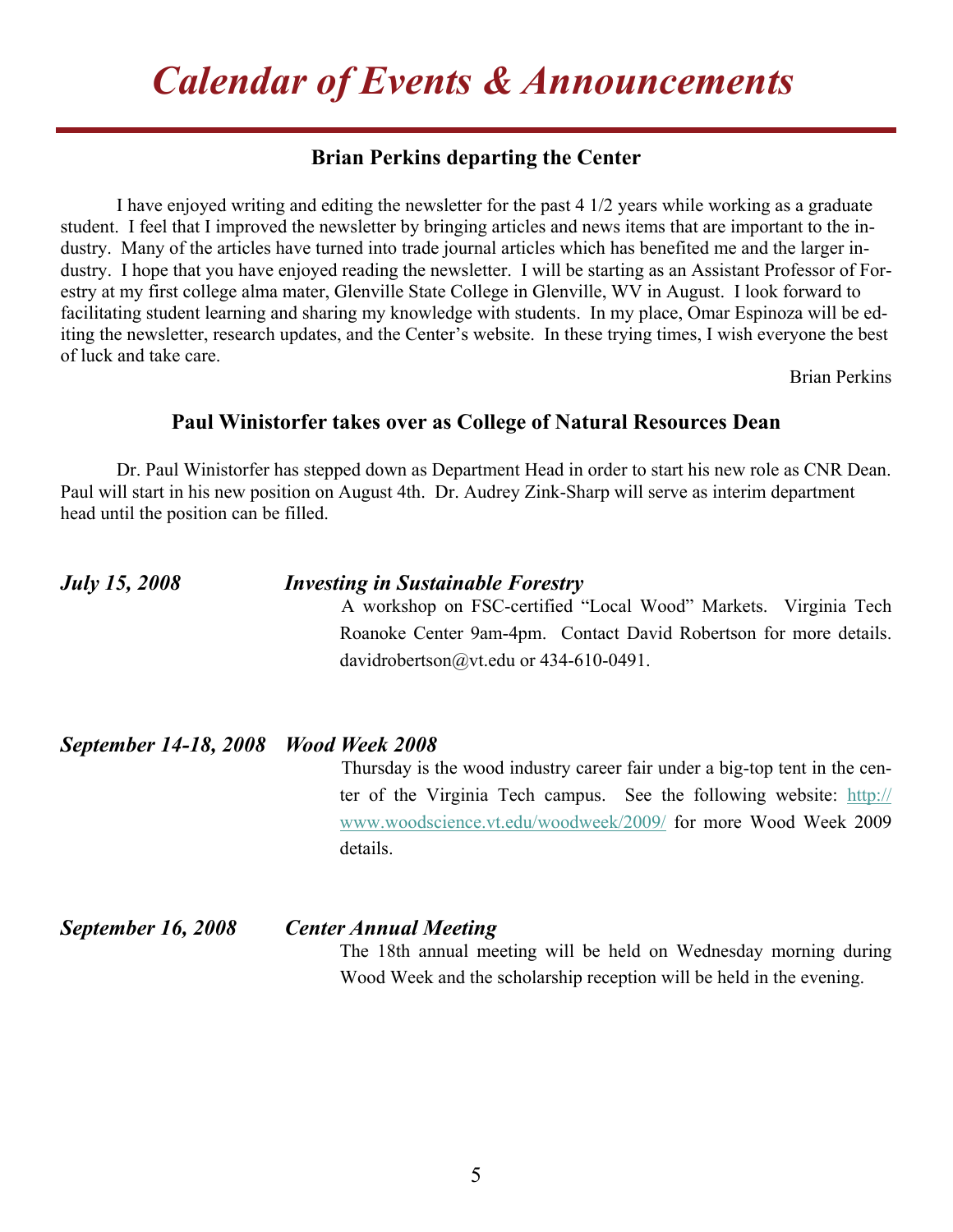# *Calendar of Events & Announcements*

### Brian Perkins departing the Center

I have enjoyed writing and editing the newsletter for the past 4 1/2 years while working as a graduate student. I feel that I improved the newsletter by bringing articles and news items that are important to the industry. Many of the articles have turned into trade journal articles which has benefited me and the larger industry. I hope that you have enjoyed reading the newsletter. I will be starting as an Assistant Professor of Forestry at my first college alma mater, Glenville State College in Glenville, WV in August. I look forward to facilitating student learning and sharing my knowledge with students. In my place, Omar Espinoza will be editing the newsletter, research updates, and the Center's website. In these trying times, I wish everyone the best of luck and take care.

Brian Perkins

### Paul Winistorfer takes over as College of Natural Resources Dean

Dr. Paul Winistorfer has stepped down as Department Head in order to start his new role as CNR Dean. Paul will start in his new position on August 4th. Dr. Audrey Zink-Sharp will serve as interim department head until the position can be filled.

***July 15, 2008*** ***Investing in Sustainable Forestry***

A workshop on FSC-certified "Local Wood" Markets. Virginia Tech Roanoke Center 9am-4pm. Contact David Robertson for more details. davidrobertson@vt.edu or 434-610-0491.

***September 14-18, 2008*** ***Wood Week 2008***

Thursday is the wood industry career fair under a big-top tent in the center of the Virginia Tech campus. See the following website: http://www.woodscience.vt.edu/woodweek/2009/ for more Wood Week 2009 details.

***September 16, 2008*** ***Center Annual Meeting***

The 18th annual meeting will be held on Wednesday morning during Wood Week and the scholarship reception will be held in the evening.